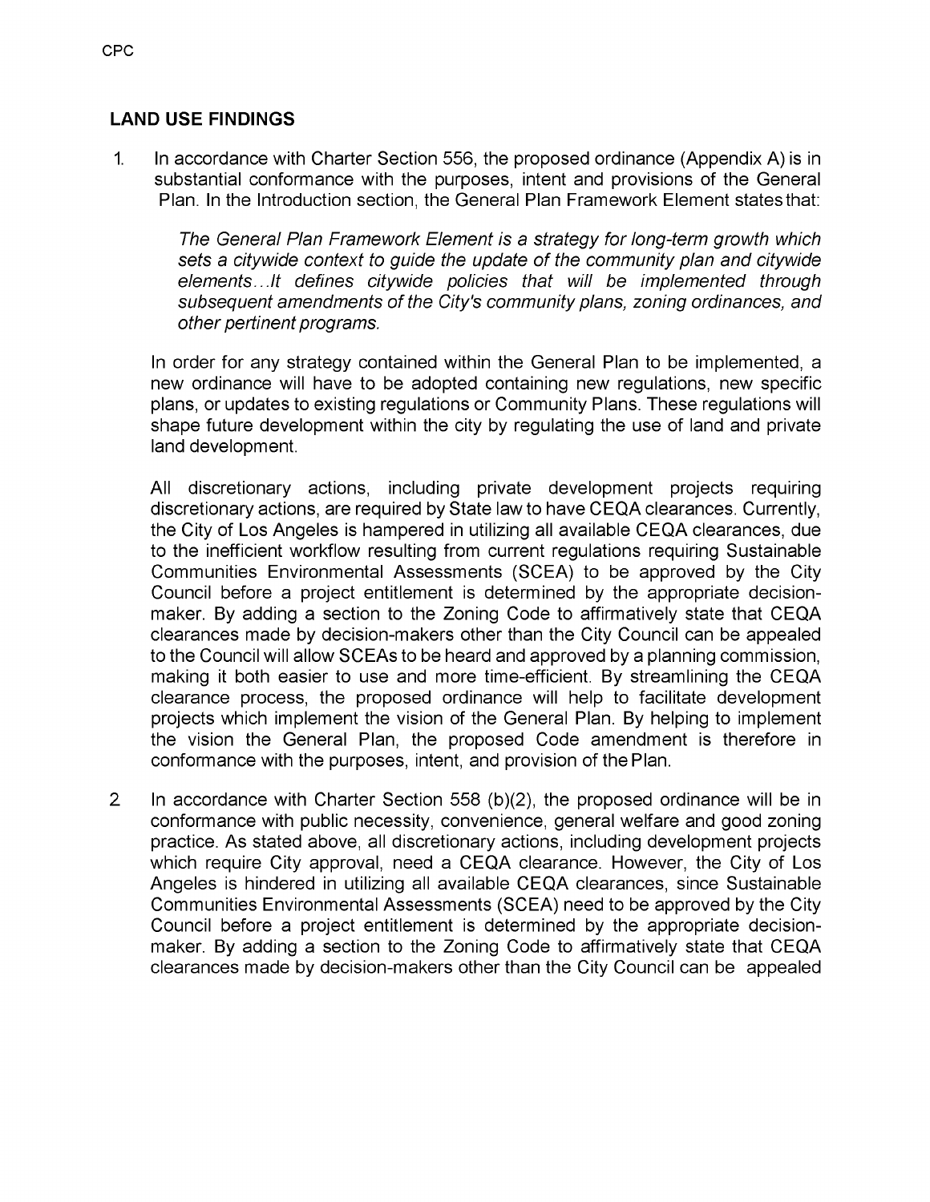## LAND USE FINDINGS

1. In accordance with Charter Section 556, the proposed ordinance (Appendix A) is in substantial conformance with the purposes, intent and provisions of the General Plan. In the Introduction section, the General Plan Framework Element states that:

   *The General Plan Framework Element is a strategy for long-term growth which sets a citywide context to guide the update of the community plan and citywide elements...It defines citywide policies that will be implemented through subsequent amendments of the City's community plans, zoning ordinances, and other pertinent programs.*

   In order for any strategy contained within the General Plan to be implemented, a new ordinance will have to be adopted containing new regulations, new specific plans, or updates to existing regulations or Community Plans. These regulations will shape future development within the city by regulating the use of land and private land development.

   All discretionary actions, including private development projects requiring discretionary actions, are required by State law to have CEQA clearances. Currently, the City of Los Angeles is hampered in utilizing all available CEQA clearances, due to the inefficient workflow resulting from current regulations requiring Sustainable Communities Environmental Assessments (SCEA) to be approved by the City Council before a project entitlement is determined by the appropriate decision-maker. By adding a section to the Zoning Code to affirmatively state that CEQA clearances made by decision-makers other than the City Council can be appealed to the Council will allow SCEAs to be heard and approved by a planning commission, making it both easier to use and more time-efficient. By streamlining the CEQA clearance process, the proposed ordinance will help to facilitate development projects which implement the vision of the General Plan. By helping to implement the vision the General Plan, the proposed Code amendment is therefore in conformance with the purposes, intent, and provision of the Plan.

2. In accordance with Charter Section 558 (b)(2), the proposed ordinance will be in conformance with public necessity, convenience, general welfare and good zoning practice. As stated above, all discretionary actions, including development projects which require City approval, need a CEQA clearance. However, the City of Los Angeles is hindered in utilizing all available CEQA clearances, since Sustainable Communities Environmental Assessments (SCEA) need to be approved by the City Council before a project entitlement is determined by the appropriate decision-maker. By adding a section to the Zoning Code to affirmatively state that CEQA clearances made by decision-makers other than the City Council can be appealed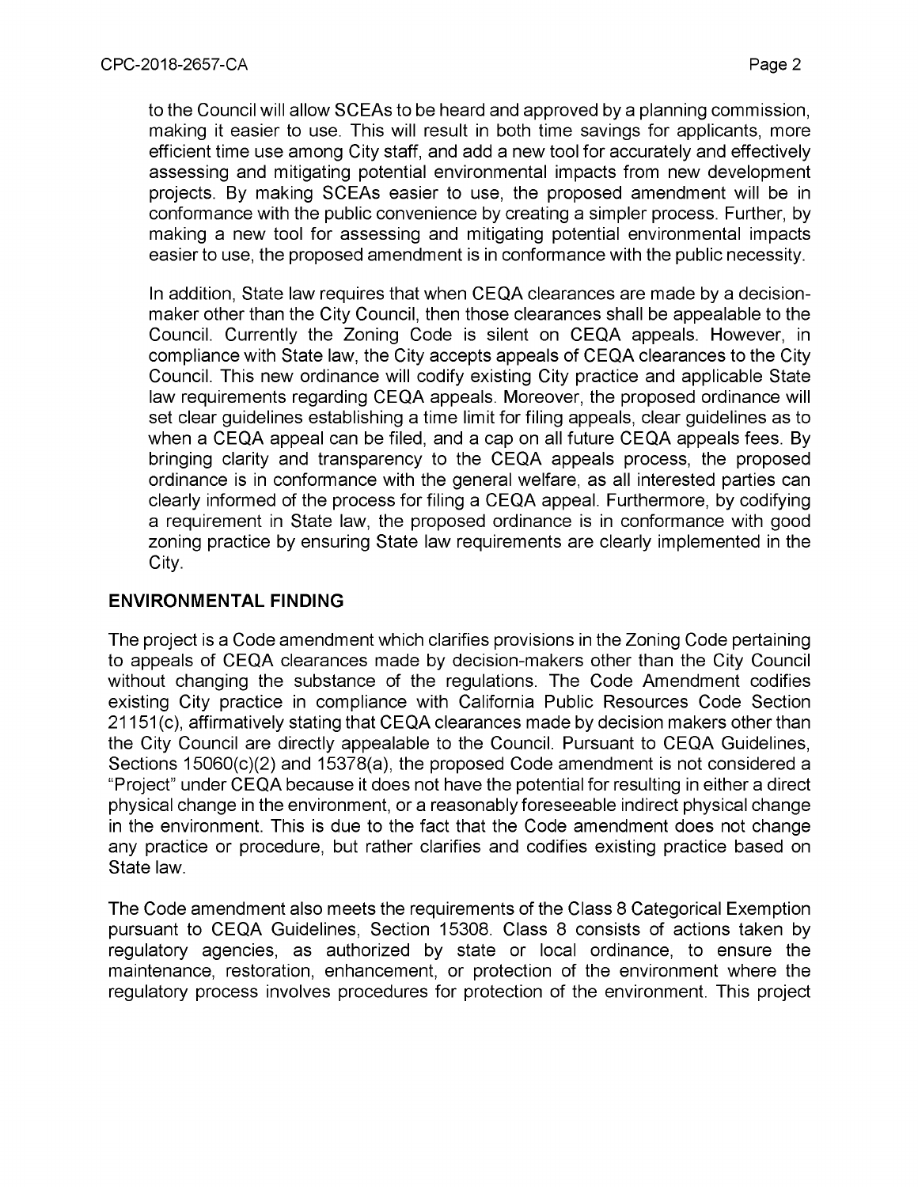to the Council will allow SCEAs to be heard and approved by a planning commission, making it easier to use. This will result in both time savings for applicants, more efficient time use among City staff, and add a new tool for accurately and effectively assessing and mitigating potential environmental impacts from new development projects. By making SCEAs easier to use, the proposed amendment will be in conformance with the public convenience by creating a simpler process. Further, by making a new tool for assessing and mitigating potential environmental impacts easier to use, the proposed amendment is in conformance with the public necessity.

In addition, State law requires that when CEQA clearances are made by a decision-maker other than the City Council, then those clearances shall be appealable to the Council. Currently the Zoning Code is silent on CEQA appeals. However, in compliance with State law, the City accepts appeals of CEQA clearances to the City Council. This new ordinance will codify existing City practice and applicable State law requirements regarding CEQA appeals. Moreover, the proposed ordinance will set clear guidelines establishing a time limit for filing appeals, clear guidelines as to when a CEQA appeal can be filed, and a cap on all future CEQA appeals fees. By bringing clarity and transparency to the CEQA appeals process, the proposed ordinance is in conformance with the general welfare, as all interested parties can clearly informed of the process for filing a CEQA appeal. Furthermore, by codifying a requirement in State law, the proposed ordinance is in conformance with good zoning practice by ensuring State law requirements are clearly implemented in the City.

## ENVIRONMENTAL FINDING

The project is a Code amendment which clarifies provisions in the Zoning Code pertaining to appeals of CEQA clearances made by decision-makers other than the City Council without changing the substance of the regulations. The Code Amendment codifies existing City practice in compliance with California Public Resources Code Section 21151(c), affirmatively stating that CEQA clearances made by decision makers other than the City Council are directly appealable to the Council. Pursuant to CEQA Guidelines, Sections 15060(c)(2) and 15378(a), the proposed Code amendment is not considered a "Project" under CEQA because it does not have the potential for resulting in either a direct physical change in the environment, or a reasonably foreseeable indirect physical change in the environment. This is due to the fact that the Code amendment does not change any practice or procedure, but rather clarifies and codifies existing practice based on State law.

The Code amendment also meets the requirements of the Class 8 Categorical Exemption pursuant to CEQA Guidelines, Section 15308. Class 8 consists of actions taken by regulatory agencies, as authorized by state or local ordinance, to ensure the maintenance, restoration, enhancement, or protection of the environment where the regulatory process involves procedures for protection of the environment. This project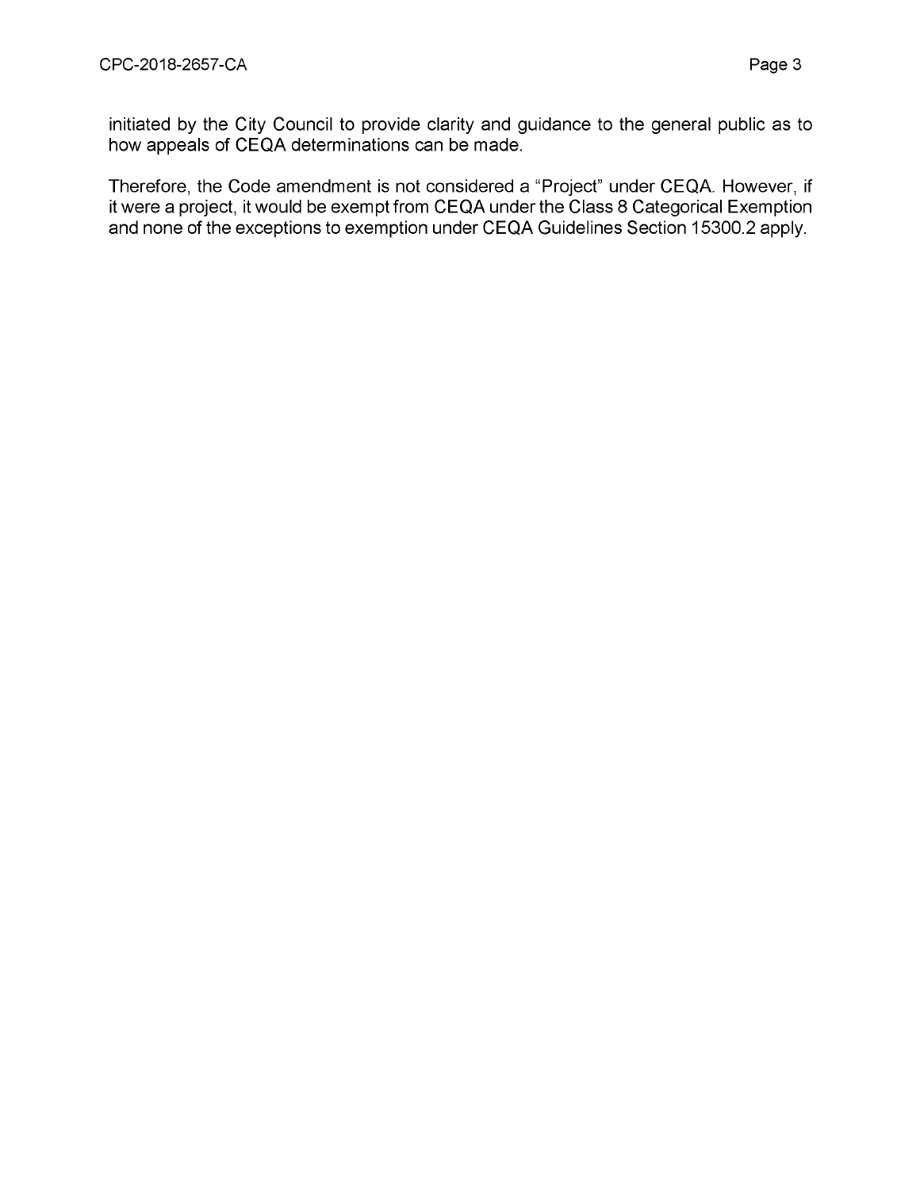initiated by the City Council to provide clarity and guidance to the general public as to how appeals of CEQA determinations can be made.

Therefore, the Code amendment is not considered a "Project" under CEQA. However, if it were a project, it would be exempt from CEQA under the Class 8 Categorical Exemption and none of the exceptions to exemption under CEQA Guidelines Section 15300.2 apply.